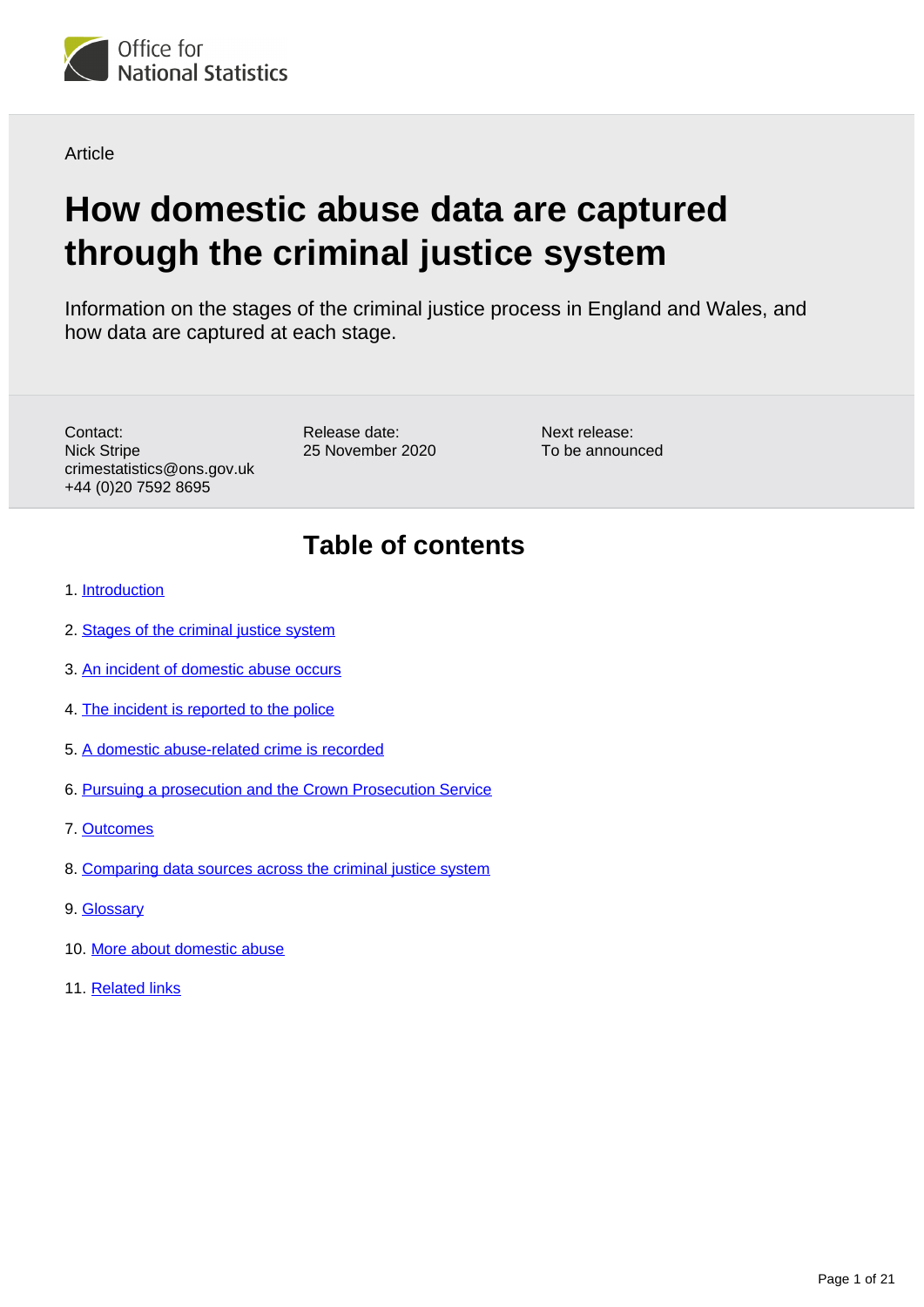Office for National Statistics

Article

# How domestic abuse data are captured through the criminal justice system

Information on the stages of the criminal justice process in England and Wales, and how data are captured at each stage.

Contact:
Nick Stripe
crimestatistics@ons.gov.uk
+44 (0)20 7592 8695

Release date:
25 November 2020

Next release:
To be announced

## Table of contents

1. Introduction
2. Stages of the criminal justice system
3. An incident of domestic abuse occurs
4. The incident is reported to the police
5. A domestic abuse-related crime is recorded
6. Pursuing a prosecution and the Crown Prosecution Service
7. Outcomes
8. Comparing data sources across the criminal justice system
9. Glossary
10. More about domestic abuse
11. Related links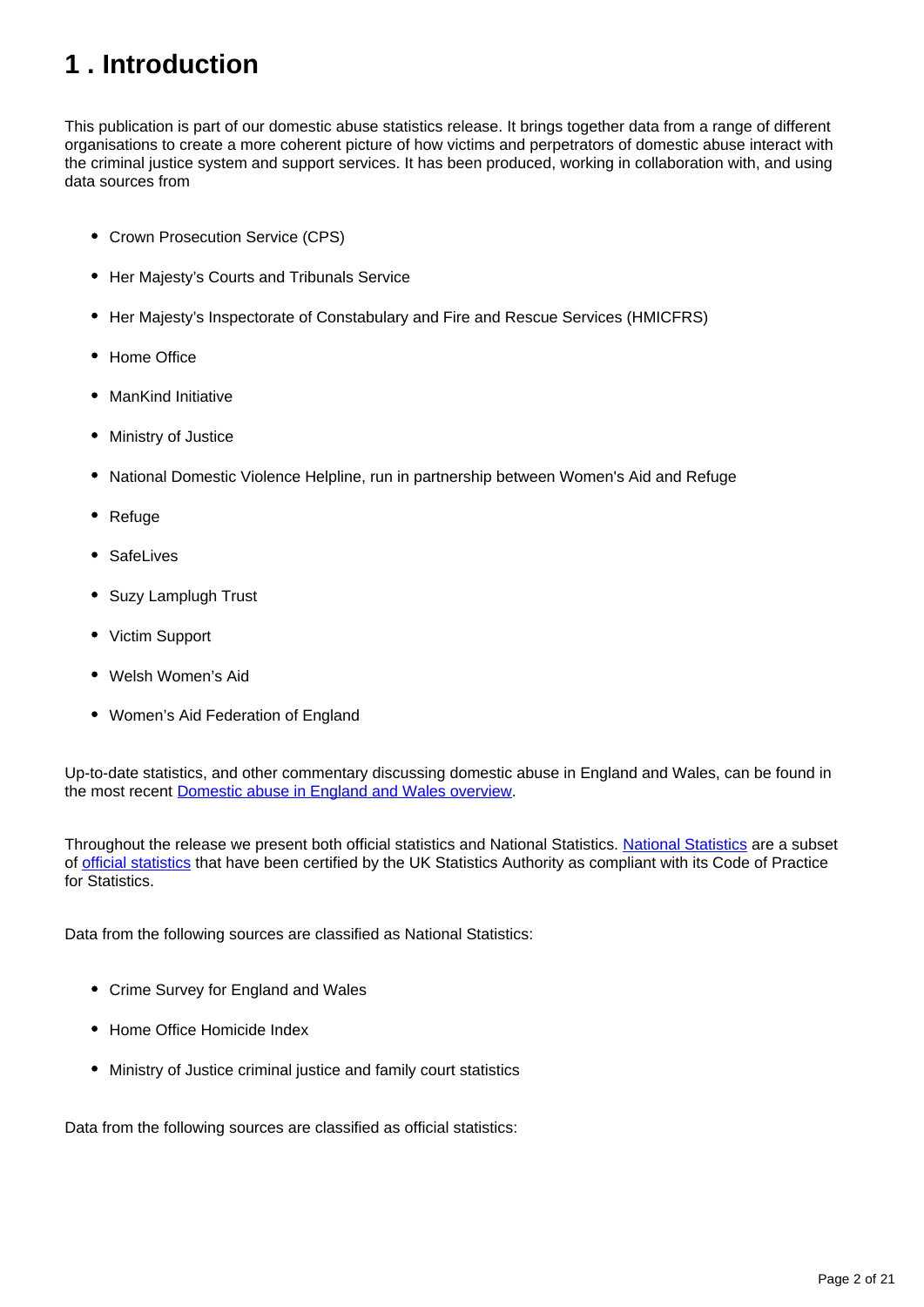# 1 . Introduction

This publication is part of our domestic abuse statistics release. It brings together data from a range of different organisations to create a more coherent picture of how victims and perpetrators of domestic abuse interact with the criminal justice system and support services. It has been produced, working in collaboration with, and using data sources from

- Crown Prosecution Service (CPS)
- Her Majesty's Courts and Tribunals Service
- Her Majesty's Inspectorate of Constabulary and Fire and Rescue Services (HMICFRS)
- Home Office
- ManKind Initiative
- Ministry of Justice
- National Domestic Violence Helpline, run in partnership between Women's Aid and Refuge
- Refuge
- SafeLives
- Suzy Lamplugh Trust
- Victim Support
- Welsh Women's Aid
- Women's Aid Federation of England

Up-to-date statistics, and other commentary discussing domestic abuse in England and Wales, can be found in the most recent Domestic abuse in England and Wales overview.

Throughout the release we present both official statistics and National Statistics. National Statistics are a subset of official statistics that have been certified by the UK Statistics Authority as compliant with its Code of Practice for Statistics.

Data from the following sources are classified as National Statistics:

- Crime Survey for England and Wales
- Home Office Homicide Index
- Ministry of Justice criminal justice and family court statistics

Data from the following sources are classified as official statistics: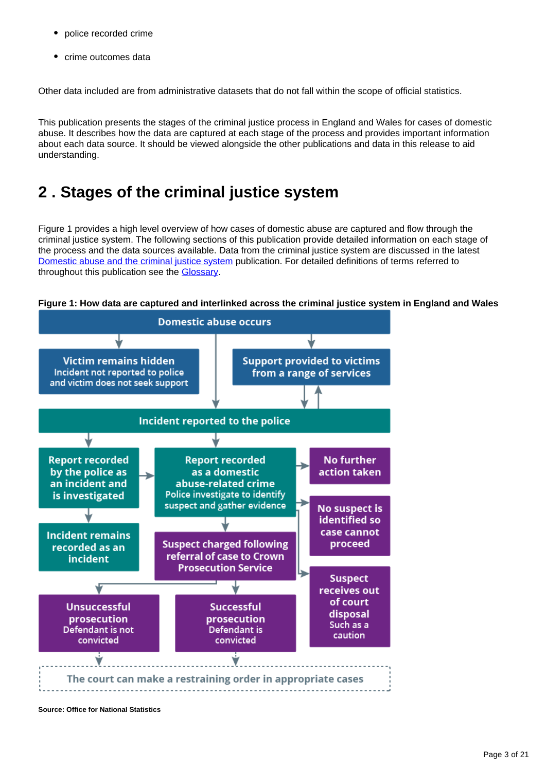- police recorded crime
- crime outcomes data

Other data included are from administrative datasets that do not fall within the scope of official statistics.

This publication presents the stages of the criminal justice process in England and Wales for cases of domestic abuse. It describes how the data are captured at each stage of the process and provides important information about each data source. It should be viewed alongside the other publications and data in this release to aid understanding.

## 2 . Stages of the criminal justice system

Figure 1 provides a high level overview of how cases of domestic abuse are captured and flow through the criminal justice system. The following sections of this publication provide detailed information on each stage of the process and the data sources available. Data from the criminal justice system are discussed in the latest Domestic abuse and the criminal justice system publication. For detailed definitions of terms referred to throughout this publication see the Glossary.

**Figure 1: How data are captured and interlinked across the criminal justice system in England and Wales**

Domestic abuse occurs

**Victim remains hidden**
Incident not reported to police and victim does not seek support

**Support provided to victims from a range of services**

Incident reported to the police

**Report recorded by the police as an incident and is investigated**

**Report recorded as a domestic abuse-related crime**
Police investigate to identify suspect and gather evidence

**No further action taken**

**No suspect is identified so case cannot proceed**

**Incident remains recorded as an incident**

**Suspect charged following referral of case to Crown Prosecution Service**

**Suspect receives out of court disposal**
Such as a caution

**Unsuccessful prosecution**
Defendant is not convicted

**Successful prosecution**
Defendant is convicted

The court can make a restraining order in appropriate cases

**Source: Office for National Statistics**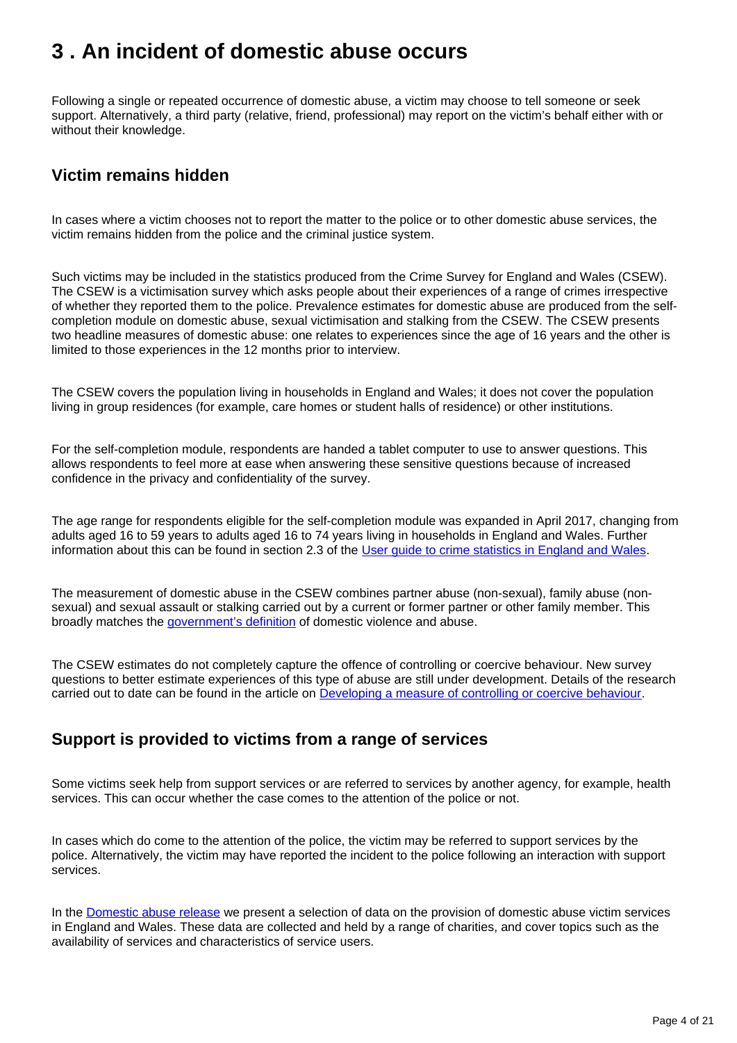# 3 . An incident of domestic abuse occurs

Following a single or repeated occurrence of domestic abuse, a victim may choose to tell someone or seek support. Alternatively, a third party (relative, friend, professional) may report on the victim's behalf either with or without their knowledge.

## Victim remains hidden

In cases where a victim chooses not to report the matter to the police or to other domestic abuse services, the victim remains hidden from the police and the criminal justice system.

Such victims may be included in the statistics produced from the Crime Survey for England and Wales (CSEW). The CSEW is a victimisation survey which asks people about their experiences of a range of crimes irrespective of whether they reported them to the police. Prevalence estimates for domestic abuse are produced from the self-completion module on domestic abuse, sexual victimisation and stalking from the CSEW. The CSEW presents two headline measures of domestic abuse: one relates to experiences since the age of 16 years and the other is limited to those experiences in the 12 months prior to interview.

The CSEW covers the population living in households in England and Wales; it does not cover the population living in group residences (for example, care homes or student halls of residence) or other institutions.

For the self-completion module, respondents are handed a tablet computer to use to answer questions. This allows respondents to feel more at ease when answering these sensitive questions because of increased confidence in the privacy and confidentiality of the survey.

The age range for respondents eligible for the self-completion module was expanded in April 2017, changing from adults aged 16 to 59 years to adults aged 16 to 74 years living in households in England and Wales. Further information about this can be found in section 2.3 of the [User guide to crime statistics in England and Wales](#).

The measurement of domestic abuse in the CSEW combines partner abuse (non-sexual), family abuse (non-sexual) and sexual assault or stalking carried out by a current or former partner or other family member. This broadly matches the [government's definition](#) of domestic violence and abuse.

The CSEW estimates do not completely capture the offence of controlling or coercive behaviour. New survey questions to better estimate experiences of this type of abuse are still under development. Details of the research carried out to date can be found in the article on [Developing a measure of controlling or coercive behaviour](#).

## Support is provided to victims from a range of services

Some victims seek help from support services or are referred to services by another agency, for example, health services. This can occur whether the case comes to the attention of the police or not.

In cases which do come to the attention of the police, the victim may be referred to support services by the police. Alternatively, the victim may have reported the incident to the police following an interaction with support services.

In the [Domestic abuse release](#) we present a selection of data on the provision of domestic abuse victim services in England and Wales. These data are collected and held by a range of charities, and cover topics such as the availability of services and characteristics of service users.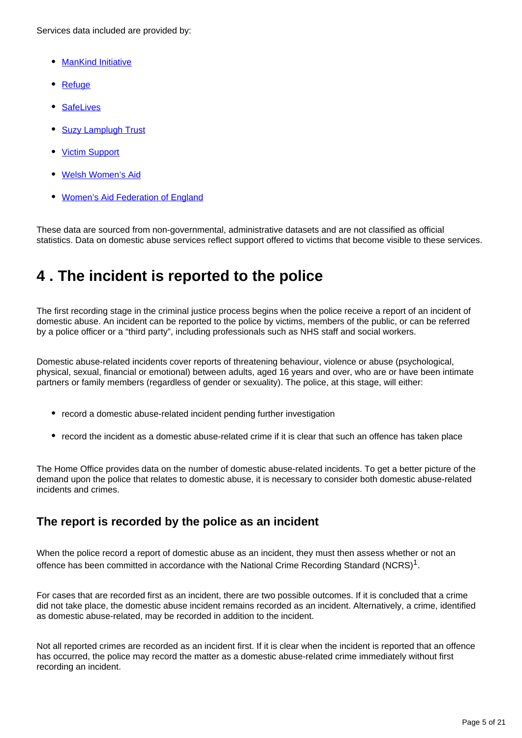Services data included are provided by:

- ManKind Initiative
- Refuge
- SafeLives
- Suzy Lamplugh Trust
- Victim Support
- Welsh Women's Aid
- Women's Aid Federation of England

These data are sourced from non-governmental, administrative datasets and are not classified as official statistics. Data on domestic abuse services reflect support offered to victims that become visible to these services.

# 4 . The incident is reported to the police

The first recording stage in the criminal justice process begins when the police receive a report of an incident of domestic abuse. An incident can be reported to the police by victims, members of the public, or can be referred by a police officer or a "third party", including professionals such as NHS staff and social workers.

Domestic abuse-related incidents cover reports of threatening behaviour, violence or abuse (psychological, physical, sexual, financial or emotional) between adults, aged 16 years and over, who are or have been intimate partners or family members (regardless of gender or sexuality). The police, at this stage, will either:

- record a domestic abuse-related incident pending further investigation
- record the incident as a domestic abuse-related crime if it is clear that such an offence has taken place

The Home Office provides data on the number of domestic abuse-related incidents. To get a better picture of the demand upon the police that relates to domestic abuse, it is necessary to consider both domestic abuse-related incidents and crimes.

## The report is recorded by the police as an incident

When the police record a report of domestic abuse as an incident, they must then assess whether or not an offence has been committed in accordance with the National Crime Recording Standard (NCRS)[1].

For cases that are recorded first as an incident, there are two possible outcomes. If it is concluded that a crime did not take place, the domestic abuse incident remains recorded as an incident. Alternatively, a crime, identified as domestic abuse-related, may be recorded in addition to the incident.

Not all reported crimes are recorded as an incident first. If it is clear when the incident is reported that an offence has occurred, the police may record the matter as a domestic abuse-related crime immediately without first recording an incident.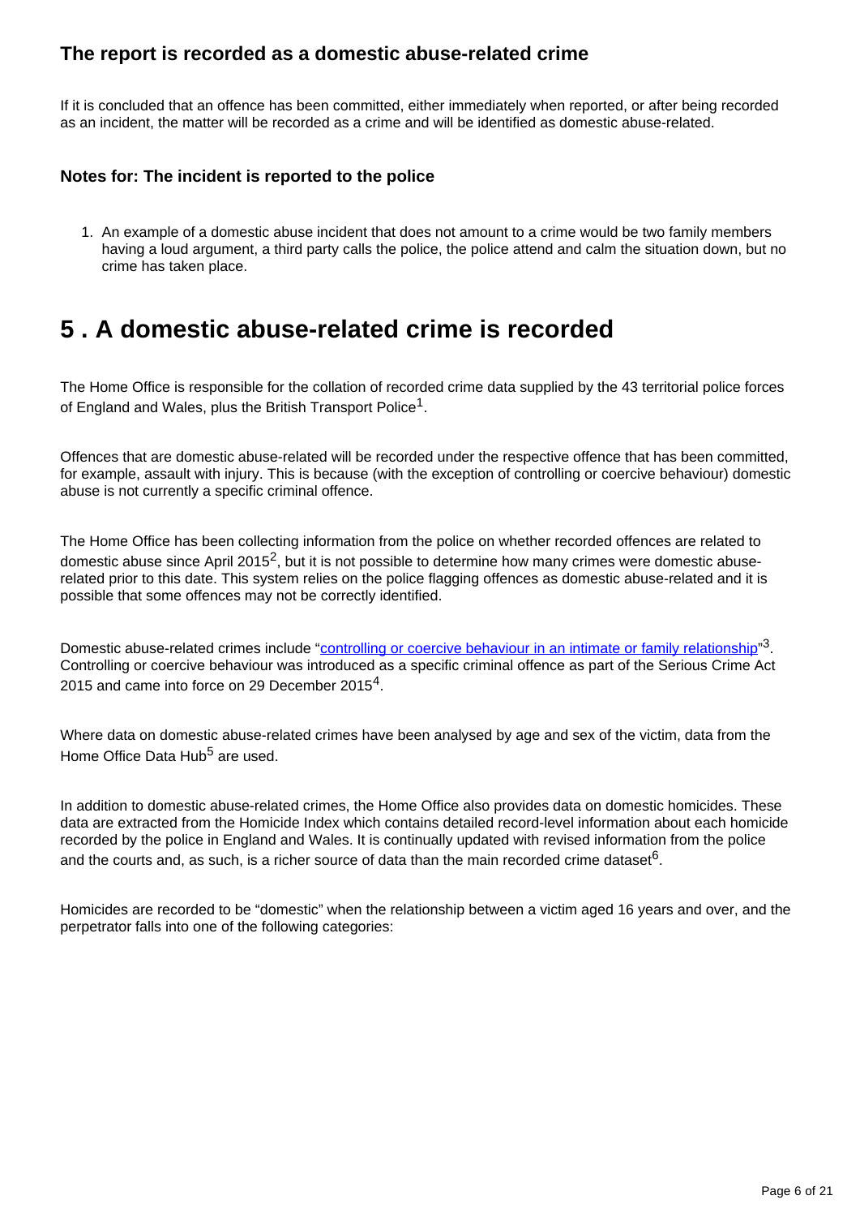### The report is recorded as a domestic abuse-related crime

If it is concluded that an offence has been committed, either immediately when reported, or after being recorded as an incident, the matter will be recorded as a crime and will be identified as domestic abuse-related.

#### Notes for: The incident is reported to the police

1. An example of a domestic abuse incident that does not amount to a crime would be two family members having a loud argument, a third party calls the police, the police attend and calm the situation down, but no crime has taken place.

## 5 . A domestic abuse-related crime is recorded

The Home Office is responsible for the collation of recorded crime data supplied by the 43 territorial police forces of England and Wales, plus the British Transport Police[1].

Offences that are domestic abuse-related will be recorded under the respective offence that has been committed, for example, assault with injury. This is because (with the exception of controlling or coercive behaviour) domestic abuse is not currently a specific criminal offence.

The Home Office has been collecting information from the police on whether recorded offences are related to domestic abuse since April 2015[2], but it is not possible to determine how many crimes were domestic abuse-related prior to this date. This system relies on the police flagging offences as domestic abuse-related and it is possible that some offences may not be correctly identified.

Domestic abuse-related crimes include "controlling or coercive behaviour in an intimate or family relationship"[3]. Controlling or coercive behaviour was introduced as a specific criminal offence as part of the Serious Crime Act 2015 and came into force on 29 December 2015[4].

Where data on domestic abuse-related crimes have been analysed by age and sex of the victim, data from the Home Office Data Hub[5] are used.

In addition to domestic abuse-related crimes, the Home Office also provides data on domestic homicides. These data are extracted from the Homicide Index which contains detailed record-level information about each homicide recorded by the police in England and Wales. It is continually updated with revised information from the police and the courts and, as such, is a richer source of data than the main recorded crime dataset[6].

Homicides are recorded to be "domestic" when the relationship between a victim aged 16 years and over, and the perpetrator falls into one of the following categories: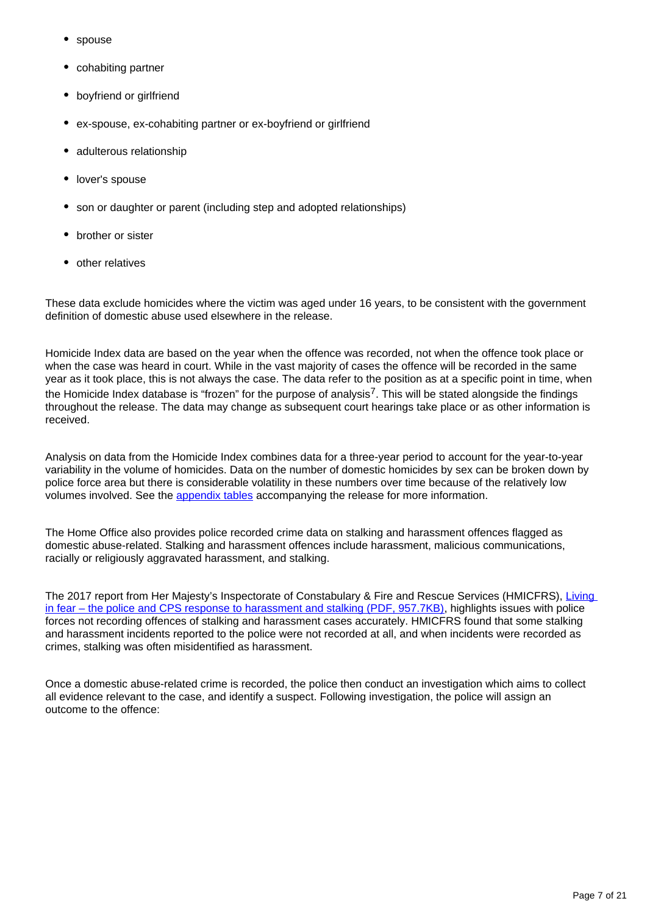- spouse
- cohabiting partner
- boyfriend or girlfriend
- ex-spouse, ex-cohabiting partner or ex-boyfriend or girlfriend
- adulterous relationship
- lover's spouse
- son or daughter or parent (including step and adopted relationships)
- brother or sister
- other relatives

These data exclude homicides where the victim was aged under 16 years, to be consistent with the government definition of domestic abuse used elsewhere in the release.

Homicide Index data are based on the year when the offence was recorded, not when the offence took place or when the case was heard in court. While in the vast majority of cases the offence will be recorded in the same year as it took place, this is not always the case. The data refer to the position as at a specific point in time, when the Homicide Index database is "frozen" for the purpose of analysis[7]. This will be stated alongside the findings throughout the release. The data may change as subsequent court hearings take place or as other information is received.

Analysis on data from the Homicide Index combines data for a three-year period to account for the year-to-year variability in the volume of homicides. Data on the number of domestic homicides by sex can be broken down by police force area but there is considerable volatility in these numbers over time because of the relatively low volumes involved. See the appendix tables accompanying the release for more information.

The Home Office also provides police recorded crime data on stalking and harassment offences flagged as domestic abuse-related. Stalking and harassment offences include harassment, malicious communications, racially or religiously aggravated harassment, and stalking.

The 2017 report from Her Majesty's Inspectorate of Constabulary & Fire and Rescue Services (HMICFRS), Living in fear – the police and CPS response to harassment and stalking (PDF, 957.7KB), highlights issues with police forces not recording offences of stalking and harassment cases accurately. HMICFRS found that some stalking and harassment incidents reported to the police were not recorded at all, and when incidents were recorded as crimes, stalking was often misidentified as harassment.

Once a domestic abuse-related crime is recorded, the police then conduct an investigation which aims to collect all evidence relevant to the case, and identify a suspect. Following investigation, the police will assign an outcome to the offence: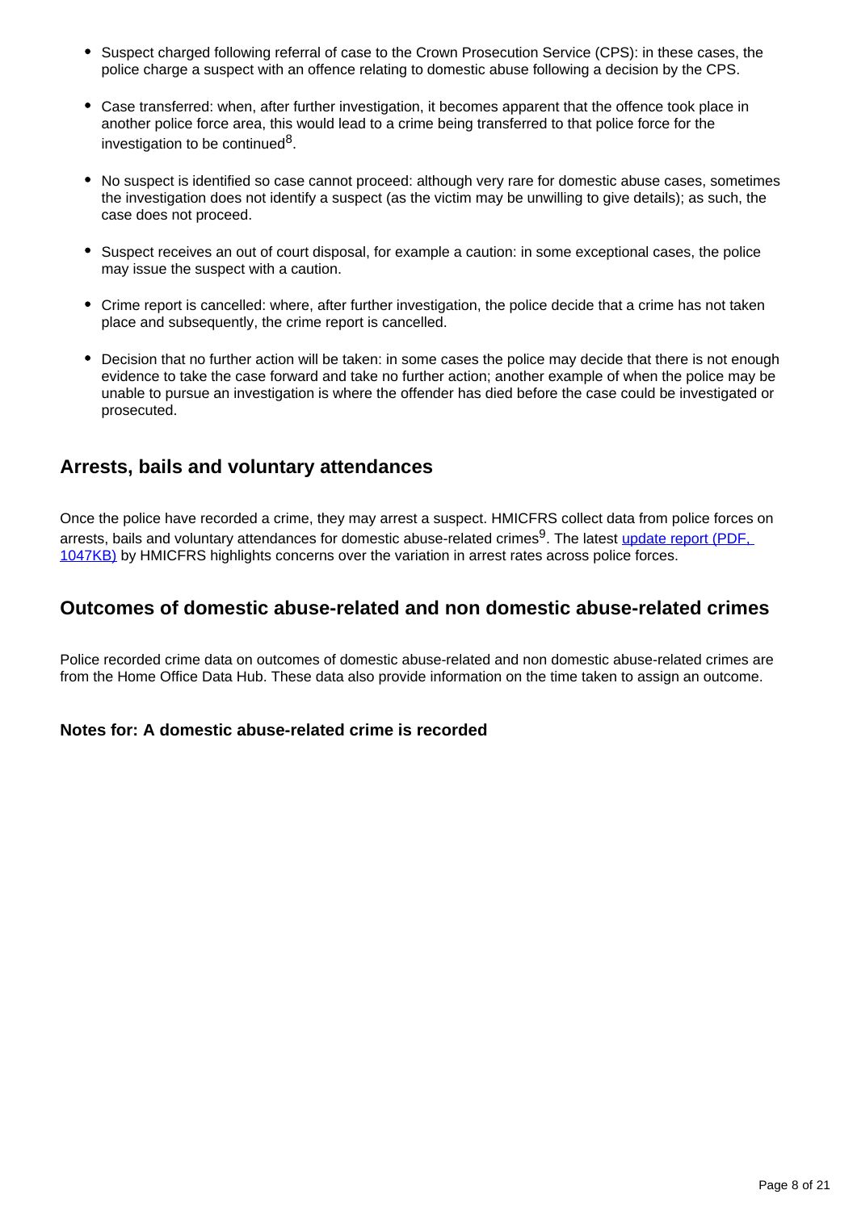- Suspect charged following referral of case to the Crown Prosecution Service (CPS): in these cases, the police charge a suspect with an offence relating to domestic abuse following a decision by the CPS.

- Case transferred: when, after further investigation, it becomes apparent that the offence took place in another police force area, this would lead to a crime being transferred to that police force for the investigation to be continued[8].

- No suspect is identified so case cannot proceed: although very rare for domestic abuse cases, sometimes the investigation does not identify a suspect (as the victim may be unwilling to give details); as such, the case does not proceed.

- Suspect receives an out of court disposal, for example a caution: in some exceptional cases, the police may issue the suspect with a caution.

- Crime report is cancelled: where, after further investigation, the police decide that a crime has not taken place and subsequently, the crime report is cancelled.

- Decision that no further action will be taken: in some cases the police may decide that there is not enough evidence to take the case forward and take no further action; another example of when the police may be unable to pursue an investigation is where the offender has died before the case could be investigated or prosecuted.

## Arrests, bails and voluntary attendances

Once the police have recorded a crime, they may arrest a suspect. HMICFRS collect data from police forces on arrests, bails and voluntary attendances for domestic abuse-related crimes[9]. The latest update report (PDF, 1047KB) by HMICFRS highlights concerns over the variation in arrest rates across police forces.

## Outcomes of domestic abuse-related and non domestic abuse-related crimes

Police recorded crime data on outcomes of domestic abuse-related and non domestic abuse-related crimes are from the Home Office Data Hub. These data also provide information on the time taken to assign an outcome.

### Notes for: A domestic abuse-related crime is recorded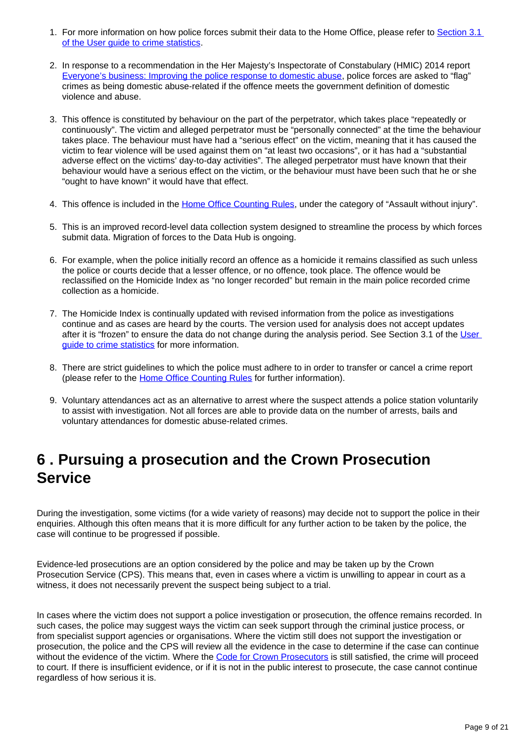1. For more information on how police forces submit their data to the Home Office, please refer to [Section 3.1 of the User guide to crime statistics](#).

2. In response to a recommendation in the Her Majesty's Inspectorate of Constabulary (HMIC) 2014 report [Everyone's business: Improving the police response to domestic abuse](#), police forces are asked to "flag" crimes as being domestic abuse-related if the offence meets the government definition of domestic violence and abuse.

3. This offence is constituted by behaviour on the part of the perpetrator, which takes place "repeatedly or continuously". The victim and alleged perpetrator must be "personally connected" at the time the behaviour takes place. The behaviour must have had a "serious effect" on the victim, meaning that it has caused the victim to fear violence will be used against them on "at least two occasions", or it has had a "substantial adverse effect on the victims' day-to-day activities". The alleged perpetrator must have known that their behaviour would have a serious effect on the victim, or the behaviour must have been such that he or she "ought to have known" it would have that effect.

4. This offence is included in the [Home Office Counting Rules](#), under the category of "Assault without injury".

5. This is an improved record-level data collection system designed to streamline the process by which forces submit data. Migration of forces to the Data Hub is ongoing.

6. For example, when the police initially record an offence as a homicide it remains classified as such unless the police or courts decide that a lesser offence, or no offence, took place. The offence would be reclassified on the Homicide Index as "no longer recorded" but remain in the main police recorded crime collection as a homicide.

7. The Homicide Index is continually updated with revised information from the police as investigations continue and as cases are heard by the courts. The version used for analysis does not accept updates after it is "frozen" to ensure the data do not change during the analysis period. See Section 3.1 of the [User guide to crime statistics](#) for more information.

8. There are strict guidelines to which the police must adhere to in order to transfer or cancel a crime report (please refer to the [Home Office Counting Rules](#) for further information).

9. Voluntary attendances act as an alternative to arrest where the suspect attends a police station voluntarily to assist with investigation. Not all forces are able to provide data on the number of arrests, bails and voluntary attendances for domestic abuse-related crimes.

# 6 . Pursuing a prosecution and the Crown Prosecution Service

During the investigation, some victims (for a wide variety of reasons) may decide not to support the police in their enquiries. Although this often means that it is more difficult for any further action to be taken by the police, the case will continue to be progressed if possible.

Evidence-led prosecutions are an option considered by the police and may be taken up by the Crown Prosecution Service (CPS). This means that, even in cases where a victim is unwilling to appear in court as a witness, it does not necessarily prevent the suspect being subject to a trial.

In cases where the victim does not support a police investigation or prosecution, the offence remains recorded. In such cases, the police may suggest ways the victim can seek support through the criminal justice process, or from specialist support agencies or organisations. Where the victim still does not support the investigation or prosecution, the police and the CPS will review all the evidence in the case to determine if the case can continue without the evidence of the victim. Where the [Code for Crown Prosecutors](#) is still satisfied, the crime will proceed to court. If there is insufficient evidence, or if it is not in the public interest to prosecute, the case cannot continue regardless of how serious it is.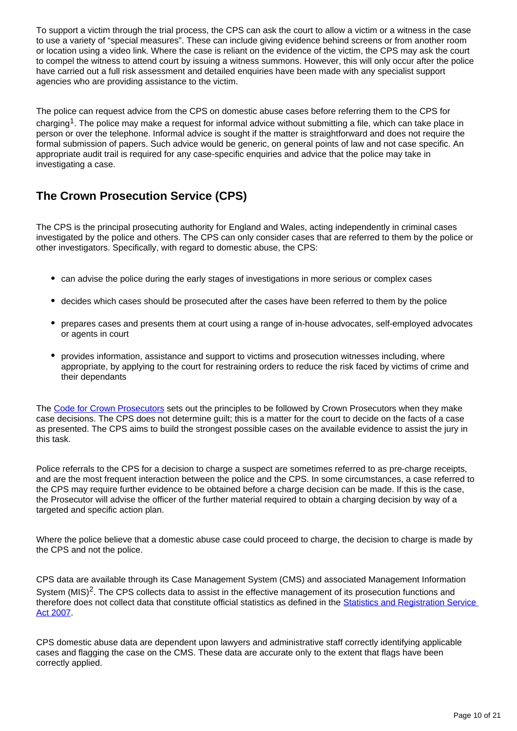To support a victim through the trial process, the CPS can ask the court to allow a victim or a witness in the case to use a variety of "special measures". These can include giving evidence behind screens or from another room or location using a video link. Where the case is reliant on the evidence of the victim, the CPS may ask the court to compel the witness to attend court by issuing a witness summons. However, this will only occur after the police have carried out a full risk assessment and detailed enquiries have been made with any specialist support agencies who are providing assistance to the victim.

The police can request advice from the CPS on domestic abuse cases before referring them to the CPS for charging[1]. The police may make a request for informal advice without submitting a file, which can take place in person or over the telephone. Informal advice is sought if the matter is straightforward and does not require the formal submission of papers. Such advice would be generic, on general points of law and not case specific. An appropriate audit trail is required for any case-specific enquiries and advice that the police may take in investigating a case.

## The Crown Prosecution Service (CPS)

The CPS is the principal prosecuting authority for England and Wales, acting independently in criminal cases investigated by the police and others. The CPS can only consider cases that are referred to them by the police or other investigators. Specifically, with regard to domestic abuse, the CPS:

- can advise the police during the early stages of investigations in more serious or complex cases
- decides which cases should be prosecuted after the cases have been referred to them by the police
- prepares cases and presents them at court using a range of in-house advocates, self-employed advocates or agents in court
- provides information, assistance and support to victims and prosecution witnesses including, where appropriate, by applying to the court for restraining orders to reduce the risk faced by victims of crime and their dependants

The Code for Crown Prosecutors sets out the principles to be followed by Crown Prosecutors when they make case decisions. The CPS does not determine guilt; this is a matter for the court to decide on the facts of a case as presented. The CPS aims to build the strongest possible cases on the available evidence to assist the jury in this task.

Police referrals to the CPS for a decision to charge a suspect are sometimes referred to as pre-charge receipts, and are the most frequent interaction between the police and the CPS. In some circumstances, a case referred to the CPS may require further evidence to be obtained before a charge decision can be made. If this is the case, the Prosecutor will advise the officer of the further material required to obtain a charging decision by way of a targeted and specific action plan.

Where the police believe that a domestic abuse case could proceed to charge, the decision to charge is made by the CPS and not the police.

CPS data are available through its Case Management System (CMS) and associated Management Information System (MIS)[2]. The CPS collects data to assist in the effective management of its prosecution functions and therefore does not collect data that constitute official statistics as defined in the Statistics and Registration Service Act 2007.

CPS domestic abuse data are dependent upon lawyers and administrative staff correctly identifying applicable cases and flagging the case on the CMS. These data are accurate only to the extent that flags have been correctly applied.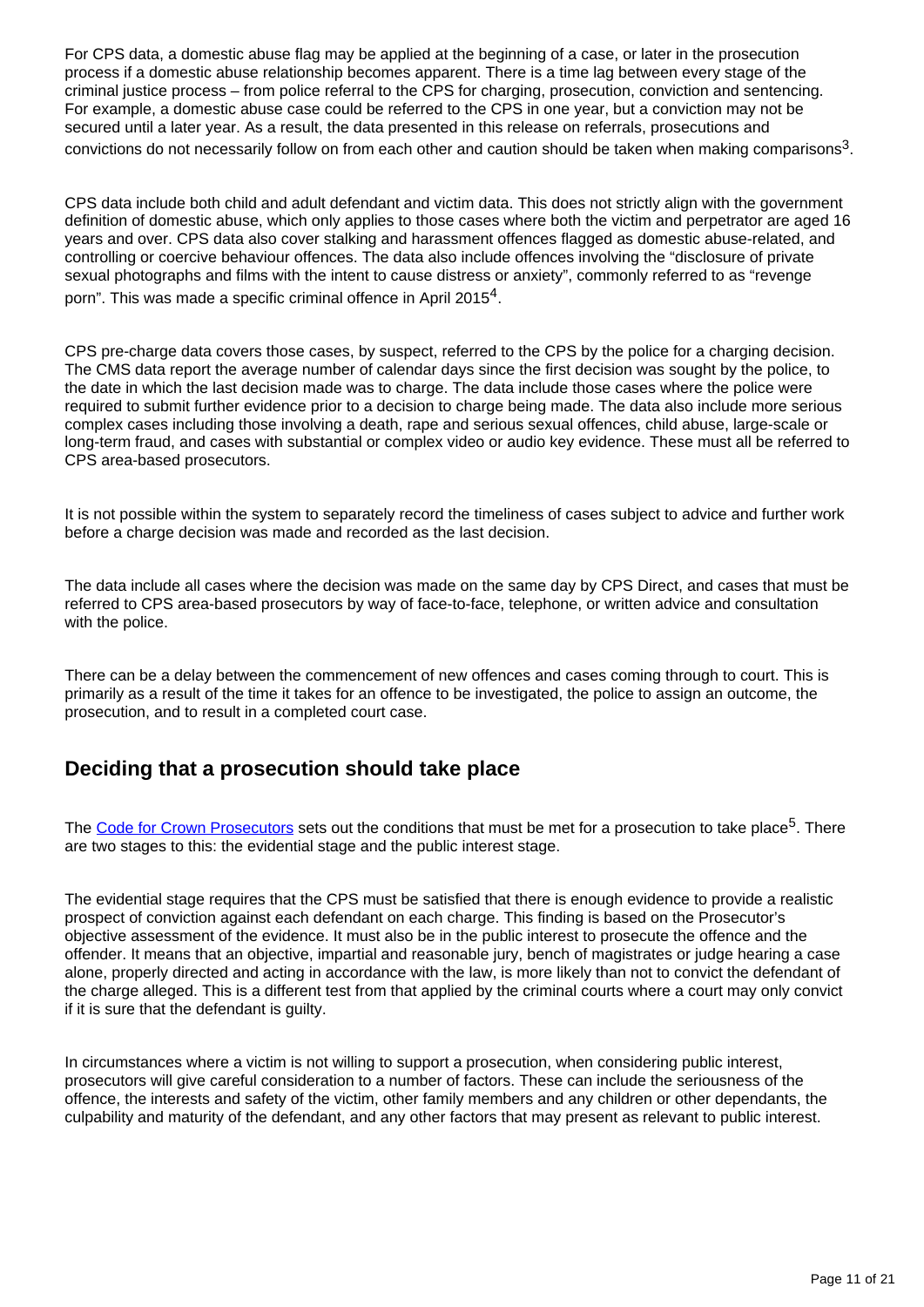For CPS data, a domestic abuse flag may be applied at the beginning of a case, or later in the prosecution process if a domestic abuse relationship becomes apparent. There is a time lag between every stage of the criminal justice process – from police referral to the CPS for charging, prosecution, conviction and sentencing. For example, a domestic abuse case could be referred to the CPS in one year, but a conviction may not be secured until a later year. As a result, the data presented in this release on referrals, prosecutions and convictions do not necessarily follow on from each other and caution should be taken when making comparisons[3].

CPS data include both child and adult defendant and victim data. This does not strictly align with the government definition of domestic abuse, which only applies to those cases where both the victim and perpetrator are aged 16 years and over. CPS data also cover stalking and harassment offences flagged as domestic abuse-related, and controlling or coercive behaviour offences. The data also include offences involving the "disclosure of private sexual photographs and films with the intent to cause distress or anxiety", commonly referred to as "revenge porn". This was made a specific criminal offence in April 2015[4].

CPS pre-charge data covers those cases, by suspect, referred to the CPS by the police for a charging decision. The CMS data report the average number of calendar days since the first decision was sought by the police, to the date in which the last decision made was to charge. The data include those cases where the police were required to submit further evidence prior to a decision to charge being made. The data also include more serious complex cases including those involving a death, rape and serious sexual offences, child abuse, large-scale or long-term fraud, and cases with substantial or complex video or audio key evidence. These must all be referred to CPS area-based prosecutors.

It is not possible within the system to separately record the timeliness of cases subject to advice and further work before a charge decision was made and recorded as the last decision.

The data include all cases where the decision was made on the same day by CPS Direct, and cases that must be referred to CPS area-based prosecutors by way of face-to-face, telephone, or written advice and consultation with the police.

There can be a delay between the commencement of new offences and cases coming through to court. This is primarily as a result of the time it takes for an offence to be investigated, the police to assign an outcome, the prosecution, and to result in a completed court case.

## Deciding that a prosecution should take place

The Code for Crown Prosecutors sets out the conditions that must be met for a prosecution to take place[5]. There are two stages to this: the evidential stage and the public interest stage.

The evidential stage requires that the CPS must be satisfied that there is enough evidence to provide a realistic prospect of conviction against each defendant on each charge. This finding is based on the Prosecutor's objective assessment of the evidence. It must also be in the public interest to prosecute the offence and the offender. It means that an objective, impartial and reasonable jury, bench of magistrates or judge hearing a case alone, properly directed and acting in accordance with the law, is more likely than not to convict the defendant of the charge alleged. This is a different test from that applied by the criminal courts where a court may only convict if it is sure that the defendant is guilty.

In circumstances where a victim is not willing to support a prosecution, when considering public interest, prosecutors will give careful consideration to a number of factors. These can include the seriousness of the offence, the interests and safety of the victim, other family members and any children or other dependants, the culpability and maturity of the defendant, and any other factors that may present as relevant to public interest.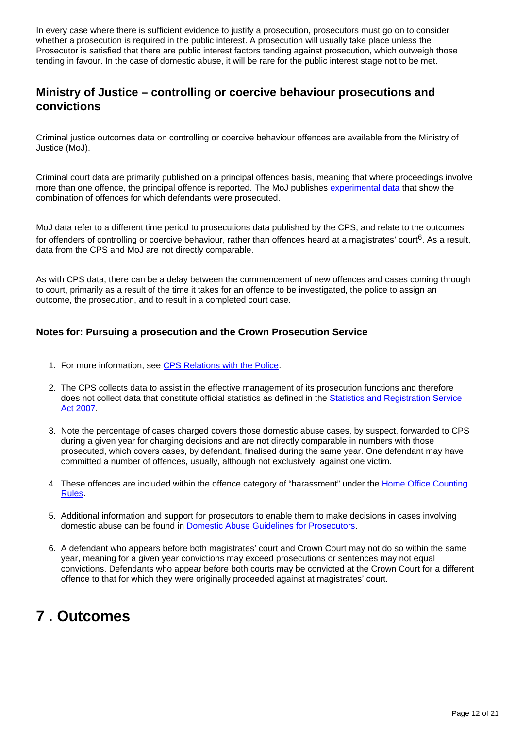In every case where there is sufficient evidence to justify a prosecution, prosecutors must go on to consider whether a prosecution is required in the public interest. A prosecution will usually take place unless the Prosecutor is satisfied that there are public interest factors tending against prosecution, which outweigh those tending in favour. In the case of domestic abuse, it will be rare for the public interest stage not to be met.

### Ministry of Justice – controlling or coercive behaviour prosecutions and convictions

Criminal justice outcomes data on controlling or coercive behaviour offences are available from the Ministry of Justice (MoJ).

Criminal court data are primarily published on a principal offences basis, meaning that where proceedings involve more than one offence, the principal offence is reported. The MoJ publishes experimental data that show the combination of offences for which defendants were prosecuted.

MoJ data refer to a different time period to prosecutions data published by the CPS, and relate to the outcomes for offenders of controlling or coercive behaviour, rather than offences heard at a magistrates' court[6]. As a result, data from the CPS and MoJ are not directly comparable.

As with CPS data, there can be a delay between the commencement of new offences and cases coming through to court, primarily as a result of the time it takes for an offence to be investigated, the police to assign an outcome, the prosecution, and to result in a completed court case.

#### Notes for: Pursuing a prosecution and the Crown Prosecution Service

1. For more information, see CPS Relations with the Police.
2. The CPS collects data to assist in the effective management of its prosecution functions and therefore does not collect data that constitute official statistics as defined in the Statistics and Registration Service Act 2007.
3. Note the percentage of cases charged covers those domestic abuse cases, by suspect, forwarded to CPS during a given year for charging decisions and are not directly comparable in numbers with those prosecuted, which covers cases, by defendant, finalised during the same year. One defendant may have committed a number of offences, usually, although not exclusively, against one victim.
4. These offences are included within the offence category of "harassment" under the Home Office Counting Rules.
5. Additional information and support for prosecutors to enable them to make decisions in cases involving domestic abuse can be found in Domestic Abuse Guidelines for Prosecutors.
6. A defendant who appears before both magistrates' court and Crown Court may not do so within the same year, meaning for a given year convictions may exceed prosecutions or sentences may not equal convictions. Defendants who appear before both courts may be convicted at the Crown Court for a different offence to that for which they were originally proceeded against at magistrates' court.

## 7 . Outcomes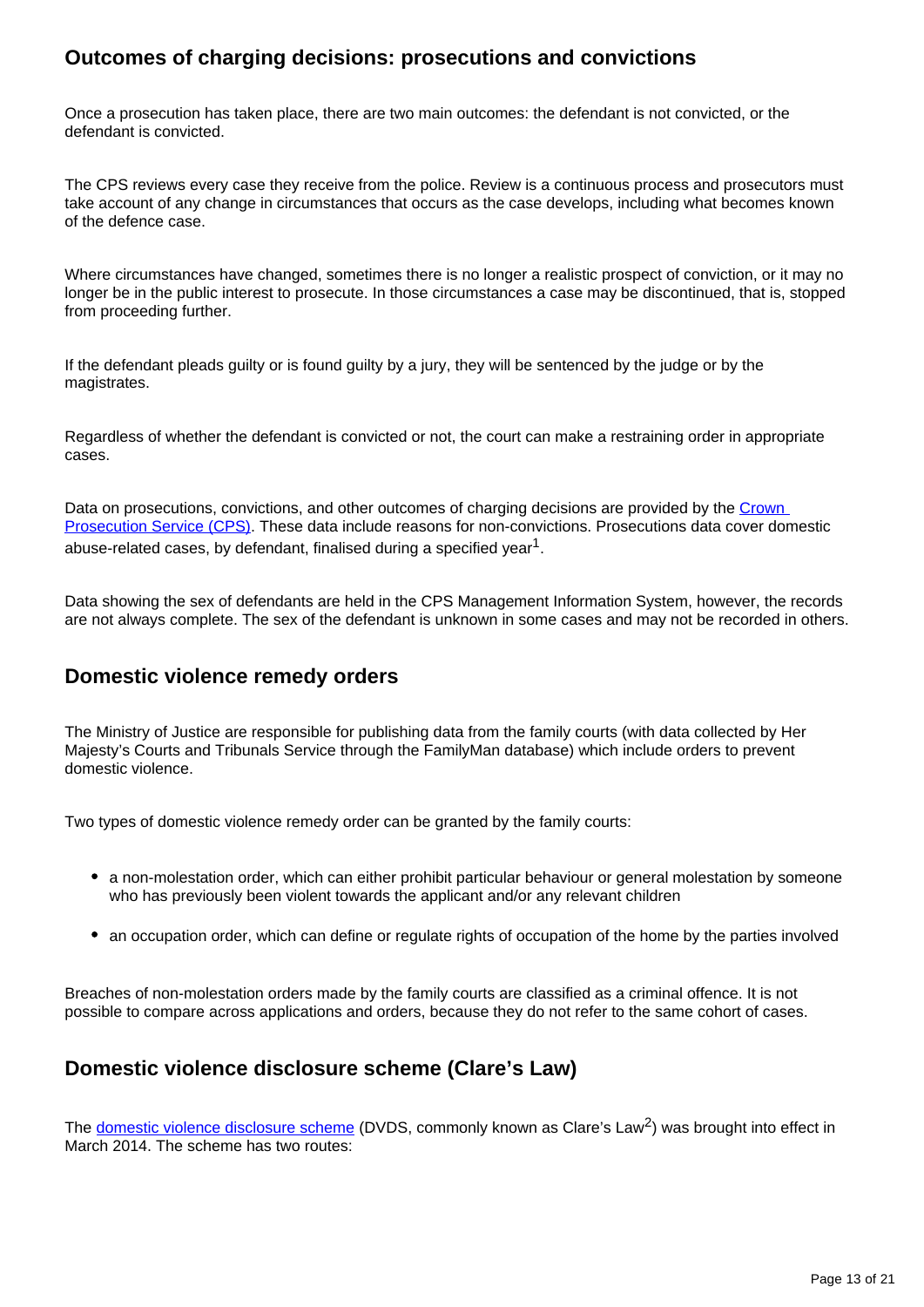## Outcomes of charging decisions: prosecutions and convictions

Once a prosecution has taken place, there are two main outcomes: the defendant is not convicted, or the defendant is convicted.

The CPS reviews every case they receive from the police. Review is a continuous process and prosecutors must take account of any change in circumstances that occurs as the case develops, including what becomes known of the defence case.

Where circumstances have changed, sometimes there is no longer a realistic prospect of conviction, or it may no longer be in the public interest to prosecute. In those circumstances a case may be discontinued, that is, stopped from proceeding further.

If the defendant pleads guilty or is found guilty by a jury, they will be sentenced by the judge or by the magistrates.

Regardless of whether the defendant is convicted or not, the court can make a restraining order in appropriate cases.

Data on prosecutions, convictions, and other outcomes of charging decisions are provided by the Crown Prosecution Service (CPS). These data include reasons for non-convictions. Prosecutions data cover domestic abuse-related cases, by defendant, finalised during a specified year[1].

Data showing the sex of defendants are held in the CPS Management Information System, however, the records are not always complete. The sex of the defendant is unknown in some cases and may not be recorded in others.

## Domestic violence remedy orders

The Ministry of Justice are responsible for publishing data from the family courts (with data collected by Her Majesty's Courts and Tribunals Service through the FamilyMan database) which include orders to prevent domestic violence.

Two types of domestic violence remedy order can be granted by the family courts:

- a non-molestation order, which can either prohibit particular behaviour or general molestation by someone who has previously been violent towards the applicant and/or any relevant children
- an occupation order, which can define or regulate rights of occupation of the home by the parties involved

Breaches of non-molestation orders made by the family courts are classified as a criminal offence. It is not possible to compare across applications and orders, because they do not refer to the same cohort of cases.

## Domestic violence disclosure scheme (Clare's Law)

The domestic violence disclosure scheme (DVDS, commonly known as Clare's Law[2]) was brought into effect in March 2014. The scheme has two routes: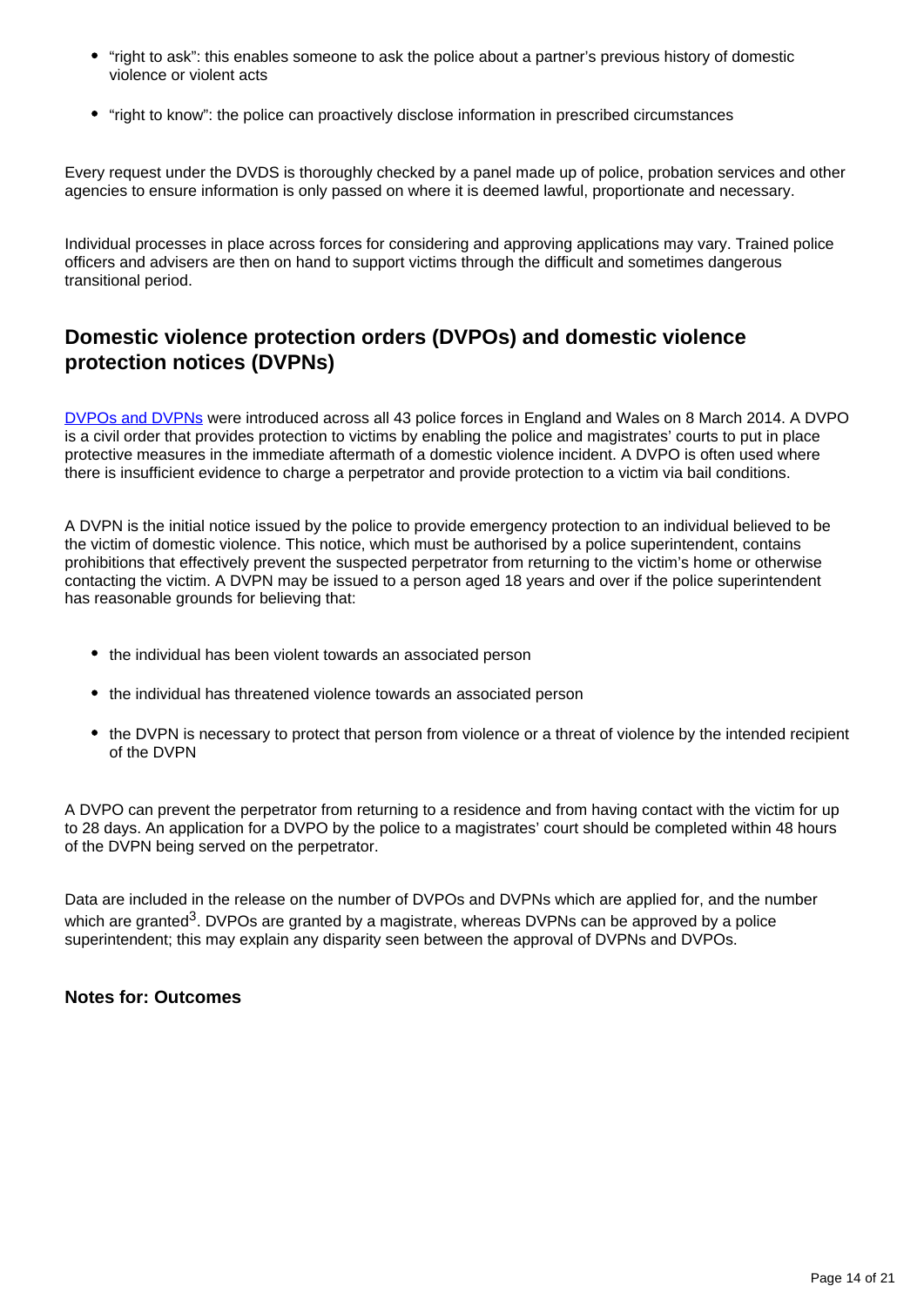- “right to ask”: this enables someone to ask the police about a partner’s previous history of domestic violence or violent acts
- “right to know”: the police can proactively disclose information in prescribed circumstances

Every request under the DVDS is thoroughly checked by a panel made up of police, probation services and other agencies to ensure information is only passed on where it is deemed lawful, proportionate and necessary.

Individual processes in place across forces for considering and approving applications may vary. Trained police officers and advisers are then on hand to support victims through the difficult and sometimes dangerous transitional period.

## Domestic violence protection orders (DVPOs) and domestic violence protection notices (DVPNs)

DVPOs and DVPNs were introduced across all 43 police forces in England and Wales on 8 March 2014. A DVPO is a civil order that provides protection to victims by enabling the police and magistrates’ courts to put in place protective measures in the immediate aftermath of a domestic violence incident. A DVPO is often used where there is insufficient evidence to charge a perpetrator and provide protection to a victim via bail conditions.

A DVPN is the initial notice issued by the police to provide emergency protection to an individual believed to be the victim of domestic violence. This notice, which must be authorised by a police superintendent, contains prohibitions that effectively prevent the suspected perpetrator from returning to the victim’s home or otherwise contacting the victim. A DVPN may be issued to a person aged 18 years and over if the police superintendent has reasonable grounds for believing that:

- the individual has been violent towards an associated person
- the individual has threatened violence towards an associated person
- the DVPN is necessary to protect that person from violence or a threat of violence by the intended recipient of the DVPN

A DVPO can prevent the perpetrator from returning to a residence and from having contact with the victim for up to 28 days. An application for a DVPO by the police to a magistrates’ court should be completed within 48 hours of the DVPN being served on the perpetrator.

Data are included in the release on the number of DVPOs and DVPNs which are applied for, and the number which are granted[3]. DVPOs are granted by a magistrate, whereas DVPNs can be approved by a police superintendent; this may explain any disparity seen between the approval of DVPNs and DVPOs.

**Notes for: Outcomes**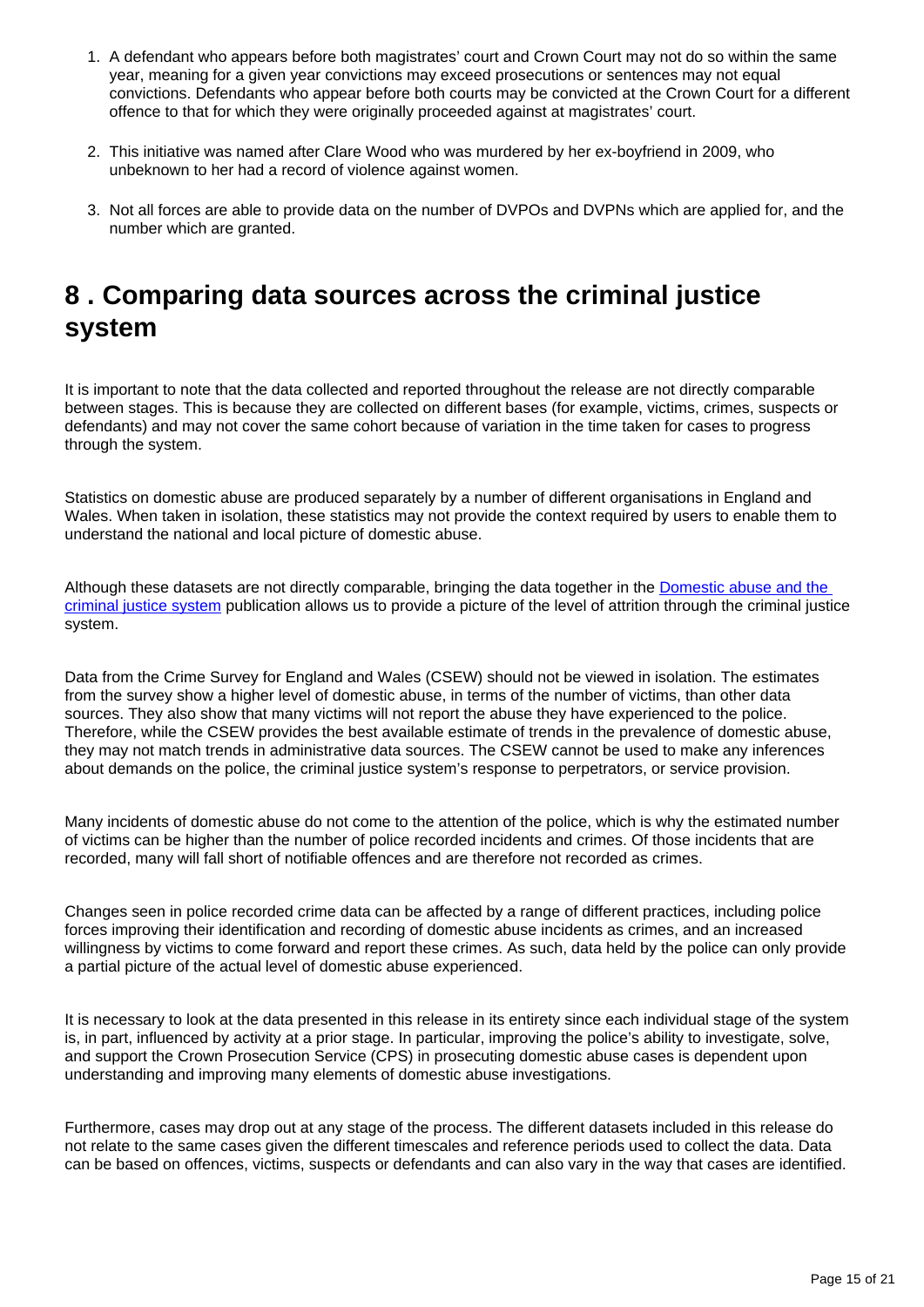1. A defendant who appears before both magistrates' court and Crown Court may not do so within the same year, meaning for a given year convictions may exceed prosecutions or sentences may not equal convictions. Defendants who appear before both courts may be convicted at the Crown Court for a different offence to that for which they were originally proceeded against at magistrates' court.

2. This initiative was named after Clare Wood who was murdered by her ex-boyfriend in 2009, who unbeknown to her had a record of violence against women.

3. Not all forces are able to provide data on the number of DVPOs and DVPNs which are applied for, and the number which are granted.

# 8 . Comparing data sources across the criminal justice system

It is important to note that the data collected and reported throughout the release are not directly comparable between stages. This is because they are collected on different bases (for example, victims, crimes, suspects or defendants) and may not cover the same cohort because of variation in the time taken for cases to progress through the system.

Statistics on domestic abuse are produced separately by a number of different organisations in England and Wales. When taken in isolation, these statistics may not provide the context required by users to enable them to understand the national and local picture of domestic abuse.

Although these datasets are not directly comparable, bringing the data together in the Domestic abuse and the criminal justice system publication allows us to provide a picture of the level of attrition through the criminal justice system.

Data from the Crime Survey for England and Wales (CSEW) should not be viewed in isolation. The estimates from the survey show a higher level of domestic abuse, in terms of the number of victims, than other data sources. They also show that many victims will not report the abuse they have experienced to the police. Therefore, while the CSEW provides the best available estimate of trends in the prevalence of domestic abuse, they may not match trends in administrative data sources. The CSEW cannot be used to make any inferences about demands on the police, the criminal justice system's response to perpetrators, or service provision.

Many incidents of domestic abuse do not come to the attention of the police, which is why the estimated number of victims can be higher than the number of police recorded incidents and crimes. Of those incidents that are recorded, many will fall short of notifiable offences and are therefore not recorded as crimes.

Changes seen in police recorded crime data can be affected by a range of different practices, including police forces improving their identification and recording of domestic abuse incidents as crimes, and an increased willingness by victims to come forward and report these crimes. As such, data held by the police can only provide a partial picture of the actual level of domestic abuse experienced.

It is necessary to look at the data presented in this release in its entirety since each individual stage of the system is, in part, influenced by activity at a prior stage. In particular, improving the police's ability to investigate, solve, and support the Crown Prosecution Service (CPS) in prosecuting domestic abuse cases is dependent upon understanding and improving many elements of domestic abuse investigations.

Furthermore, cases may drop out at any stage of the process. The different datasets included in this release do not relate to the same cases given the different timescales and reference periods used to collect the data. Data can be based on offences, victims, suspects or defendants and can also vary in the way that cases are identified.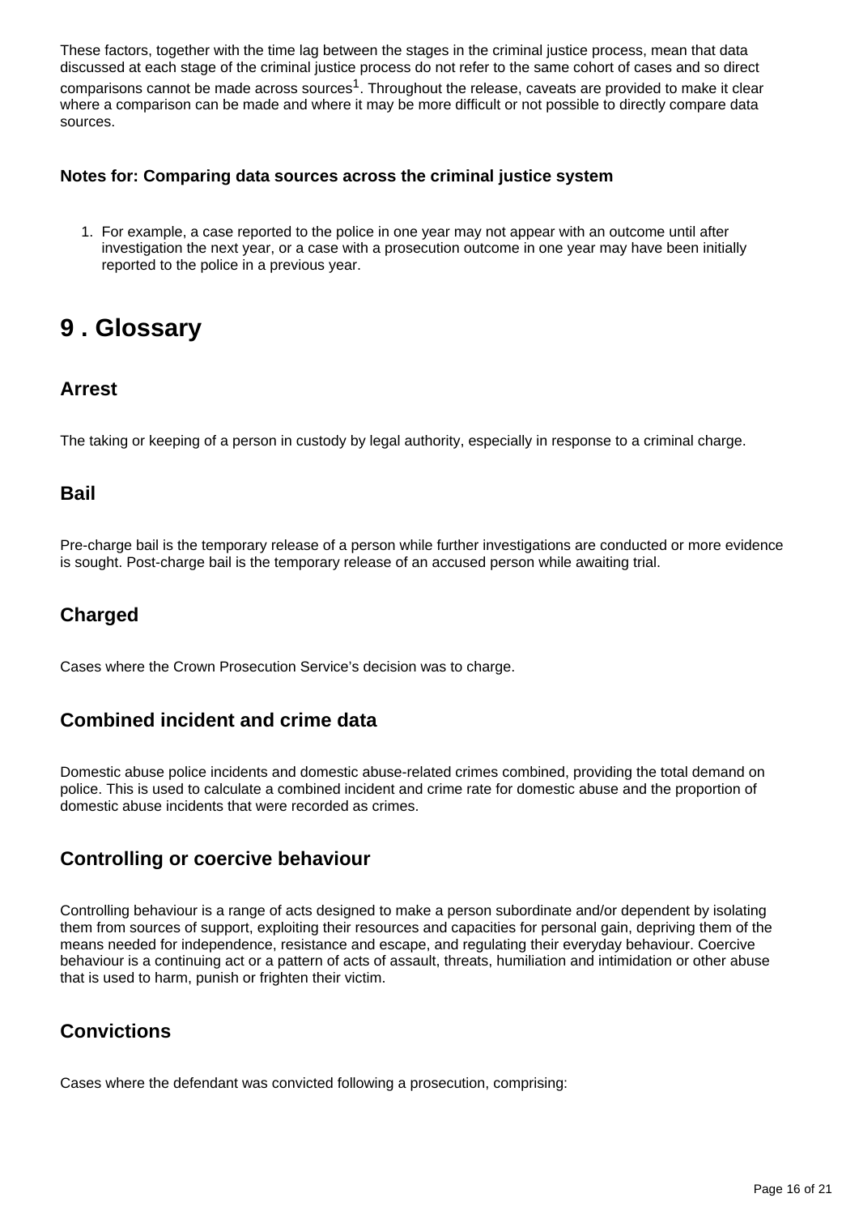These factors, together with the time lag between the stages in the criminal justice process, mean that data discussed at each stage of the criminal justice process do not refer to the same cohort of cases and so direct comparisons cannot be made across sources[1]. Throughout the release, caveats are provided to make it clear where a comparison can be made and where it may be more difficult or not possible to directly compare data sources.

**Notes for: Comparing data sources across the criminal justice system**

1. For example, a case reported to the police in one year may not appear with an outcome until after investigation the next year, or a case with a prosecution outcome in one year may have been initially reported to the police in a previous year.

# 9 . Glossary

## Arrest

The taking or keeping of a person in custody by legal authority, especially in response to a criminal charge.

## Bail

Pre-charge bail is the temporary release of a person while further investigations are conducted or more evidence is sought. Post-charge bail is the temporary release of an accused person while awaiting trial.

## Charged

Cases where the Crown Prosecution Service's decision was to charge.

## Combined incident and crime data

Domestic abuse police incidents and domestic abuse-related crimes combined, providing the total demand on police. This is used to calculate a combined incident and crime rate for domestic abuse and the proportion of domestic abuse incidents that were recorded as crimes.

## Controlling or coercive behaviour

Controlling behaviour is a range of acts designed to make a person subordinate and/or dependent by isolating them from sources of support, exploiting their resources and capacities for personal gain, depriving them of the means needed for independence, resistance and escape, and regulating their everyday behaviour. Coercive behaviour is a continuing act or a pattern of acts of assault, threats, humiliation and intimidation or other abuse that is used to harm, punish or frighten their victim.

## Convictions

Cases where the defendant was convicted following a prosecution, comprising: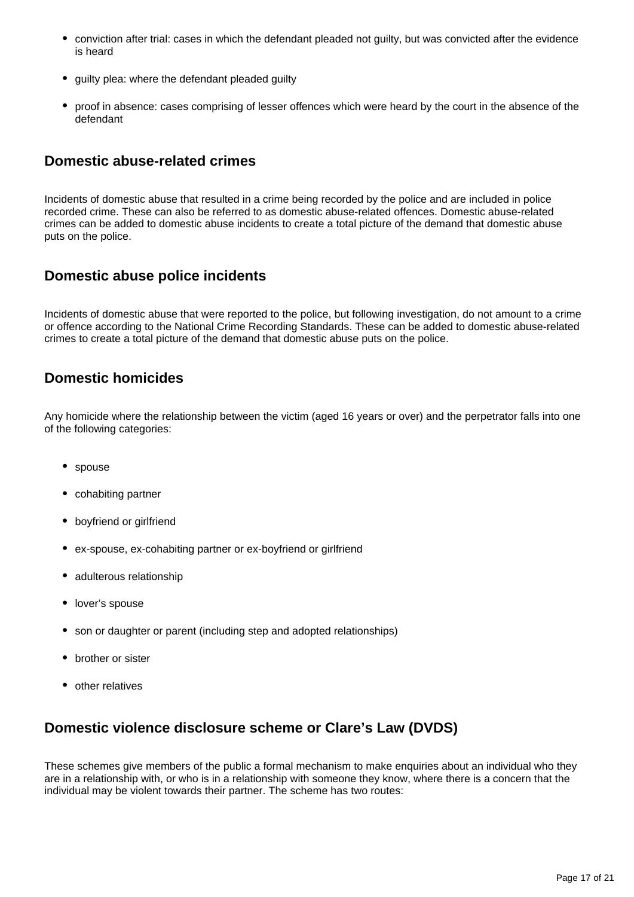- conviction after trial: cases in which the defendant pleaded not guilty, but was convicted after the evidence is heard
- guilty plea: where the defendant pleaded guilty
- proof in absence: cases comprising of lesser offences which were heard by the court in the absence of the defendant

### Domestic abuse-related crimes

Incidents of domestic abuse that resulted in a crime being recorded by the police and are included in police recorded crime. These can also be referred to as domestic abuse-related offences. Domestic abuse-related crimes can be added to domestic abuse incidents to create a total picture of the demand that domestic abuse puts on the police.

### Domestic abuse police incidents

Incidents of domestic abuse that were reported to the police, but following investigation, do not amount to a crime or offence according to the National Crime Recording Standards. These can be added to domestic abuse-related crimes to create a total picture of the demand that domestic abuse puts on the police.

### Domestic homicides

Any homicide where the relationship between the victim (aged 16 years or over) and the perpetrator falls into one of the following categories:

- spouse
- cohabiting partner
- boyfriend or girlfriend
- ex-spouse, ex-cohabiting partner or ex-boyfriend or girlfriend
- adulterous relationship
- lover's spouse
- son or daughter or parent (including step and adopted relationships)
- brother or sister
- other relatives

### Domestic violence disclosure scheme or Clare's Law (DVDS)

These schemes give members of the public a formal mechanism to make enquiries about an individual who they are in a relationship with, or who is in a relationship with someone they know, where there is a concern that the individual may be violent towards their partner. The scheme has two routes: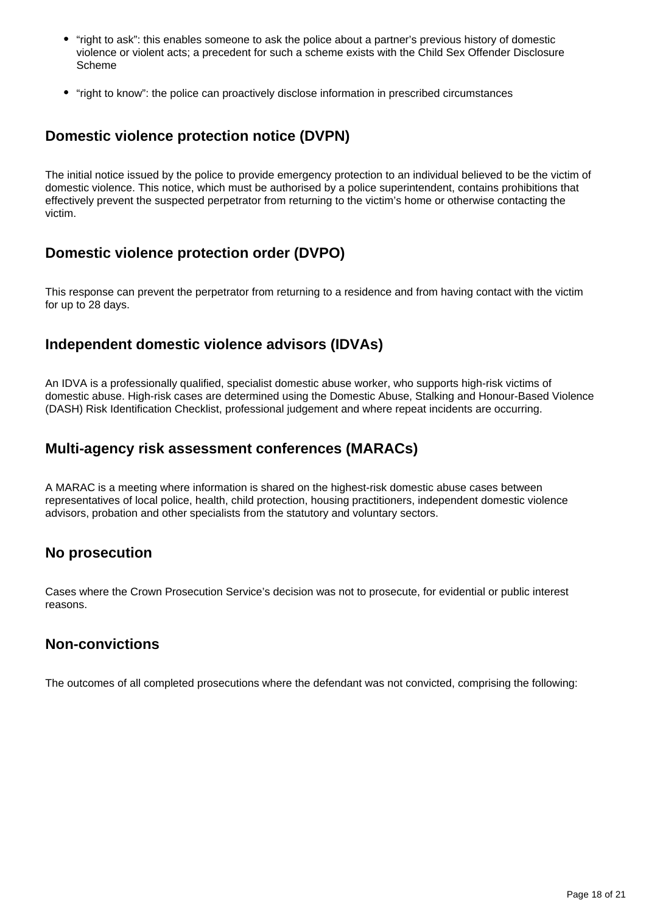- "right to ask": this enables someone to ask the police about a partner's previous history of domestic violence or violent acts; a precedent for such a scheme exists with the Child Sex Offender Disclosure Scheme

- "right to know": the police can proactively disclose information in prescribed circumstances

### Domestic violence protection notice (DVPN)

The initial notice issued by the police to provide emergency protection to an individual believed to be the victim of domestic violence. This notice, which must be authorised by a police superintendent, contains prohibitions that effectively prevent the suspected perpetrator from returning to the victim's home or otherwise contacting the victim.

### Domestic violence protection order (DVPO)

This response can prevent the perpetrator from returning to a residence and from having contact with the victim for up to 28 days.

### Independent domestic violence advisors (IDVAs)

An IDVA is a professionally qualified, specialist domestic abuse worker, who supports high-risk victims of domestic abuse. High-risk cases are determined using the Domestic Abuse, Stalking and Honour-Based Violence (DASH) Risk Identification Checklist, professional judgement and where repeat incidents are occurring.

### Multi-agency risk assessment conferences (MARACs)

A MARAC is a meeting where information is shared on the highest-risk domestic abuse cases between representatives of local police, health, child protection, housing practitioners, independent domestic violence advisors, probation and other specialists from the statutory and voluntary sectors.

### No prosecution

Cases where the Crown Prosecution Service's decision was not to prosecute, for evidential or public interest reasons.

### Non-convictions

The outcomes of all completed prosecutions where the defendant was not convicted, comprising the following: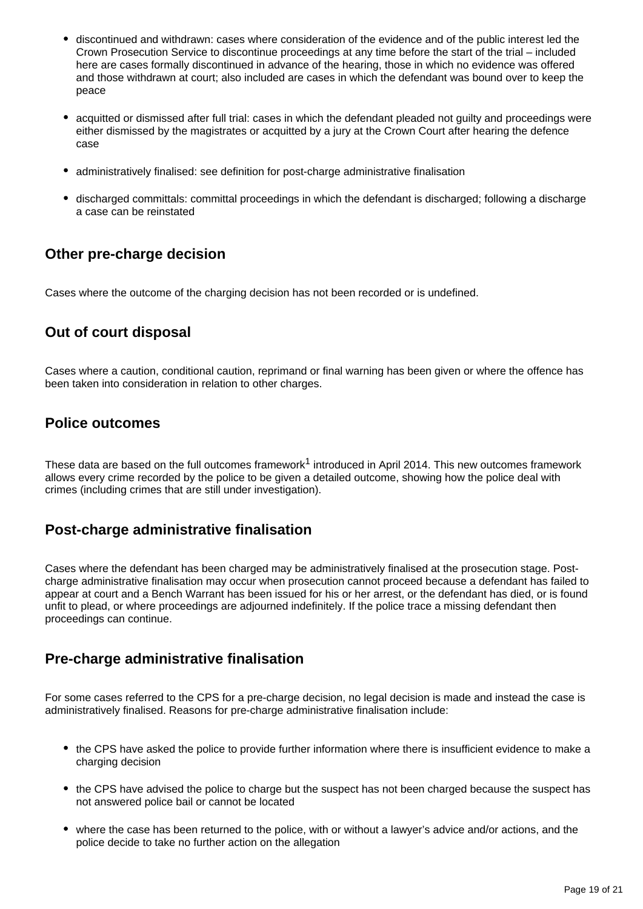- discontinued and withdrawn: cases where consideration of the evidence and of the public interest led the Crown Prosecution Service to discontinue proceedings at any time before the start of the trial – included here are cases formally discontinued in advance of the hearing, those in which no evidence was offered and those withdrawn at court; also included are cases in which the defendant was bound over to keep the peace

- acquitted or dismissed after full trial: cases in which the defendant pleaded not guilty and proceedings were either dismissed by the magistrates or acquitted by a jury at the Crown Court after hearing the defence case

- administratively finalised: see definition for post-charge administrative finalisation

- discharged committals: committal proceedings in which the defendant is discharged; following a discharge a case can be reinstated

### Other pre-charge decision

Cases where the outcome of the charging decision has not been recorded or is undefined.

### Out of court disposal

Cases where a caution, conditional caution, reprimand or final warning has been given or where the offence has been taken into consideration in relation to other charges.

### Police outcomes

These data are based on the full outcomes framework[1] introduced in April 2014. This new outcomes framework allows every crime recorded by the police to be given a detailed outcome, showing how the police deal with crimes (including crimes that are still under investigation).

### Post-charge administrative finalisation

Cases where the defendant has been charged may be administratively finalised at the prosecution stage. Post-charge administrative finalisation may occur when prosecution cannot proceed because a defendant has failed to appear at court and a Bench Warrant has been issued for his or her arrest, or the defendant has died, or is found unfit to plead, or where proceedings are adjourned indefinitely. If the police trace a missing defendant then proceedings can continue.

### Pre-charge administrative finalisation

For some cases referred to the CPS for a pre-charge decision, no legal decision is made and instead the case is administratively finalised. Reasons for pre-charge administrative finalisation include:

- the CPS have asked the police to provide further information where there is insufficient evidence to make a charging decision

- the CPS have advised the police to charge but the suspect has not been charged because the suspect has not answered police bail or cannot be located

- where the case has been returned to the police, with or without a lawyer's advice and/or actions, and the police decide to take no further action on the allegation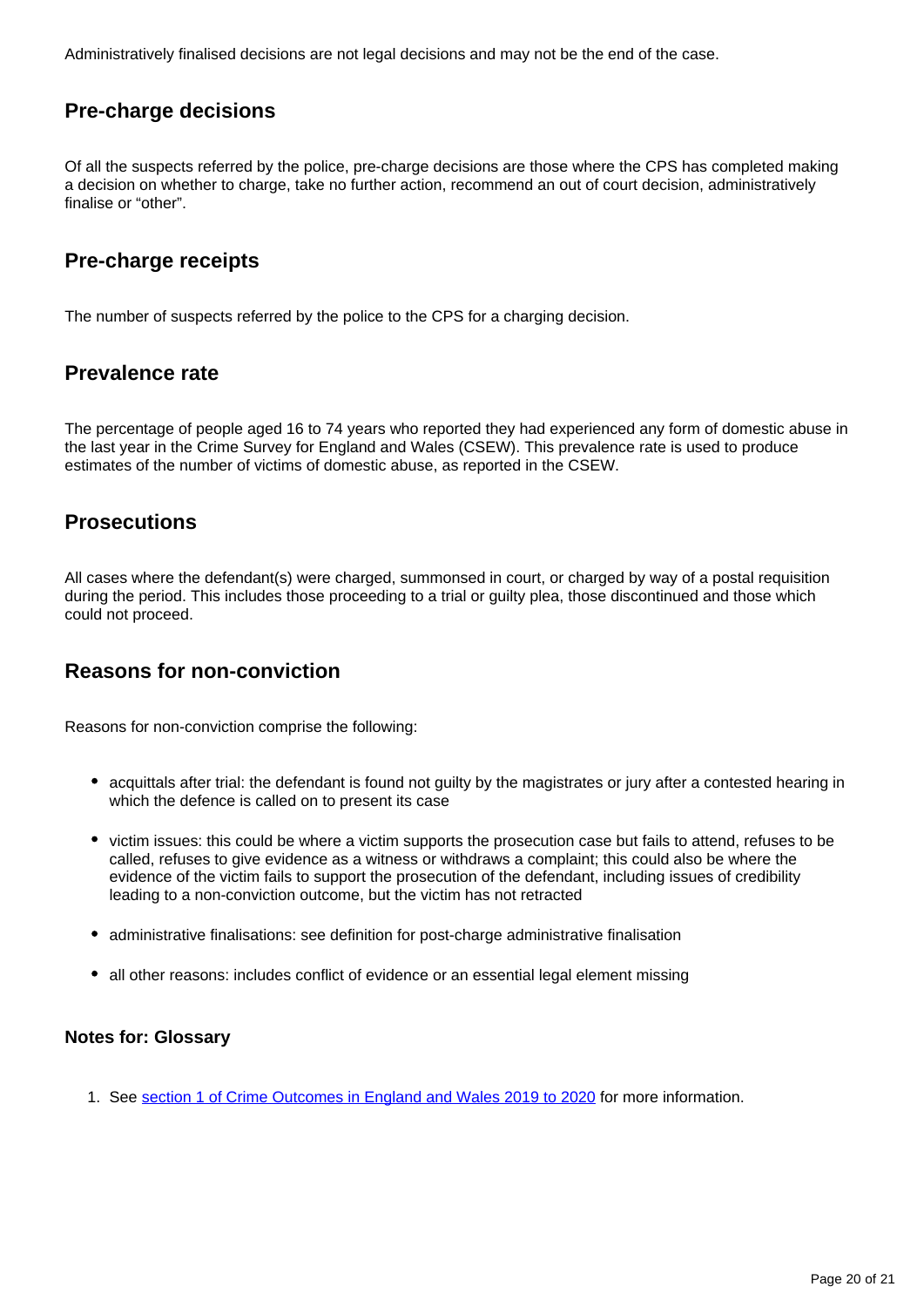Administratively finalised decisions are not legal decisions and may not be the end of the case.

### Pre-charge decisions

Of all the suspects referred by the police, pre-charge decisions are those where the CPS has completed making a decision on whether to charge, take no further action, recommend an out of court decision, administratively finalise or "other".

### Pre-charge receipts

The number of suspects referred by the police to the CPS for a charging decision.

### Prevalence rate

The percentage of people aged 16 to 74 years who reported they had experienced any form of domestic abuse in the last year in the Crime Survey for England and Wales (CSEW). This prevalence rate is used to produce estimates of the number of victims of domestic abuse, as reported in the CSEW.

### Prosecutions

All cases where the defendant(s) were charged, summonsed in court, or charged by way of a postal requisition during the period. This includes those proceeding to a trial or guilty plea, those discontinued and those which could not proceed.

### Reasons for non-conviction

Reasons for non-conviction comprise the following:

- acquittals after trial: the defendant is found not guilty by the magistrates or jury after a contested hearing in which the defence is called on to present its case
- victim issues: this could be where a victim supports the prosecution case but fails to attend, refuses to be called, refuses to give evidence as a witness or withdraws a complaint; this could also be where the evidence of the victim fails to support the prosecution of the defendant, including issues of credibility leading to a non-conviction outcome, but the victim has not retracted
- administrative finalisations: see definition for post-charge administrative finalisation
- all other reasons: includes conflict of evidence or an essential legal element missing

#### Notes for: Glossary

1. See section 1 of Crime Outcomes in England and Wales 2019 to 2020 for more information.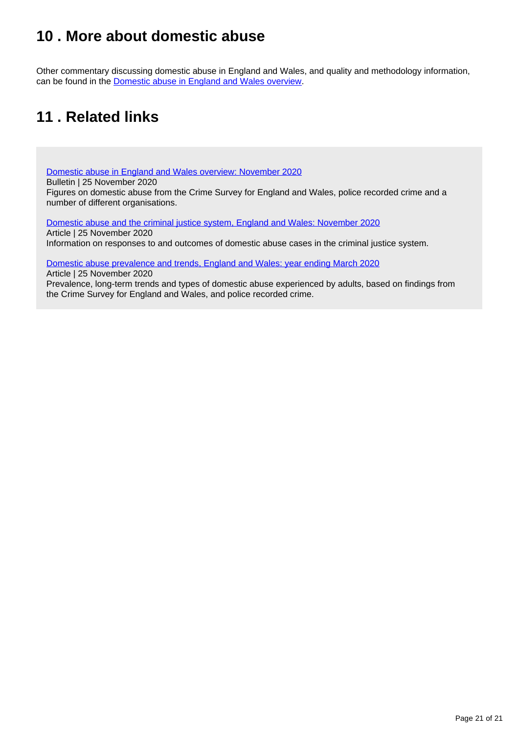## 10 . More about domestic abuse

Other commentary discussing domestic abuse in England and Wales, and quality and methodology information, can be found in the [Domestic abuse in England and Wales overview](#).

## 11 . Related links

[Domestic abuse in England and Wales overview: November 2020](#)
Bulletin | 25 November 2020
Figures on domestic abuse from the Crime Survey for England and Wales, police recorded crime and a number of different organisations.

[Domestic abuse and the criminal justice system, England and Wales: November 2020](#)
Article | 25 November 2020
Information on responses to and outcomes of domestic abuse cases in the criminal justice system.

[Domestic abuse prevalence and trends, England and Wales: year ending March 2020](#)
Article | 25 November 2020
Prevalence, long-term trends and types of domestic abuse experienced by adults, based on findings from the Crime Survey for England and Wales, and police recorded crime.